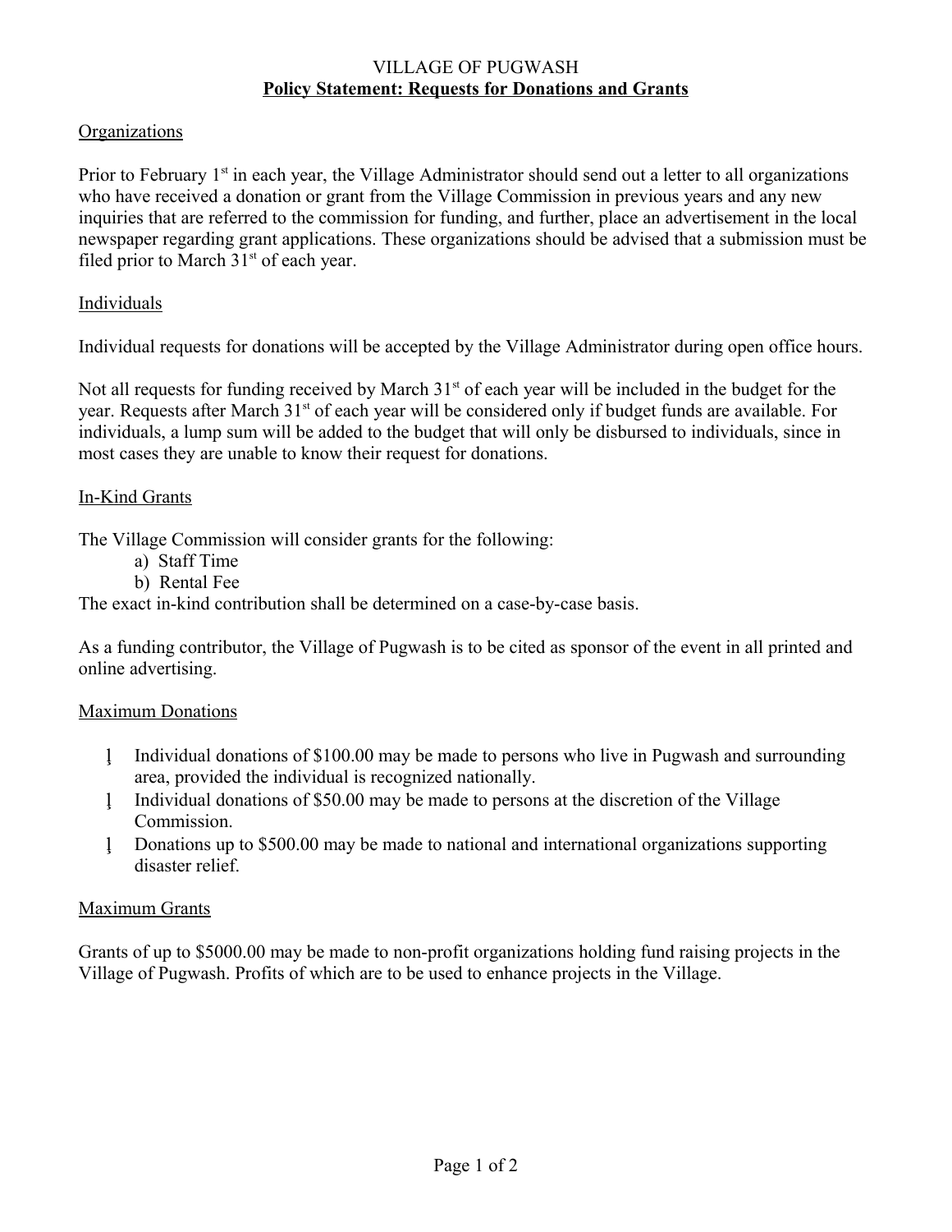# VILLAGE OF PUGWASH

## Policy Statement: Requests for Donations and Grants

### Organizations

Prior to February 1st in each year, the Village Administrator should send out a letter to all organizations who have received a donation or grant from the Village Commission in previous years and any new inquiries that are referred to the commission for funding, and further, place an advertisement in the local newspaper regarding grant applications. These organizations should be advised that a submission must be filed prior to March 31st of each year.

### Individuals

Individual requests for donations will be accepted by the Village Administrator during open office hours.

Not all requests for funding received by March 31st of each year will be included in the budget for the year. Requests after March 31st of each year will be considered only if budget funds are available. For individuals, a lump sum will be added to the budget that will only be disbursed to individuals, since in most cases they are unable to know their request for donations.

### In-Kind Grants

The Village Commission will consider grants for the following:

a) Staff Time
b) Rental Fee

The exact in-kind contribution shall be determined on a case-by-case basis.

As a funding contributor, the Village of Pugwash is to be cited as sponsor of the event in all printed and online advertising.

### Maximum Donations

- Individual donations of $100.00 may be made to persons who live in Pugwash and surrounding area, provided the individual is recognized nationally.
- Individual donations of $50.00 may be made to persons at the discretion of the Village Commission.
- Donations up to $500.00 may be made to national and international organizations supporting disaster relief.

### Maximum Grants

Grants of up to $5000.00 may be made to non-profit organizations holding fund raising projects in the Village of Pugwash. Profits of which are to be used to enhance projects in the Village.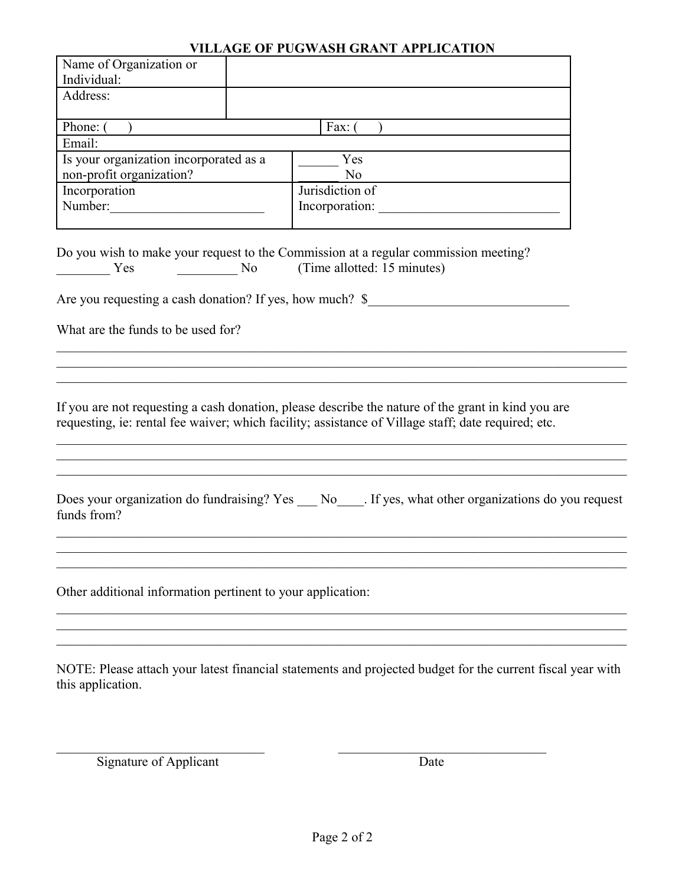# VILLAGE OF PUGWASH GRANT APPLICATION

| | |
|---|---|
| Name of Organization or Individual: | |
| Address: | |
| Phone: (     ) | Fax: (     ) |
| Email: | |
| Is your organization incorporated as a non-profit organization? | ______ Yes<br>______ No |
| Incorporation Number:_______________________ | Jurisdiction of Incorporation: ___________________________ |

Do you wish to make your request to the Commission at a regular commission meeting?
________ Yes   _________ No   (Time allotted: 15 minutes)

Are you requesting a cash donation? If yes, how much? $______________________________

What are the funds to be used for?

_____________________________________________________________________________________
_____________________________________________________________________________________
_____________________________________________________________________________________

If you are not requesting a cash donation, please describe the nature of the grant in kind you are requesting, ie: rental fee waiver; which facility; assistance of Village staff; date required; etc.

_____________________________________________________________________________________
_____________________________________________________________________________________
_____________________________________________________________________________________

Does your organization do fundraising? Yes ___ No____. If yes, what other organizations do you request funds from?

_____________________________________________________________________________________
_____________________________________________________________________________________
_____________________________________________________________________________________

Other additional information pertinent to your application:

_____________________________________________________________________________________
_____________________________________________________________________________________
_____________________________________________________________________________________

NOTE: Please attach your latest financial statements and projected budget for the current fiscal year with this application.

________________________________          ________________________________
Signature of Applicant                              Date